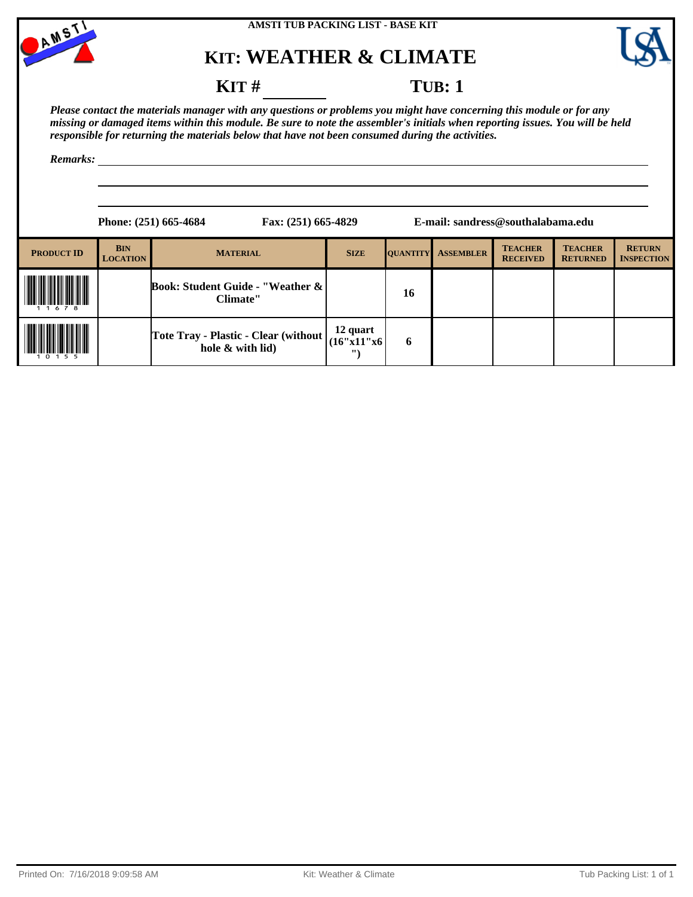AMSTI TUB PACKING LIST - BASE KIT

# KIT: WEATHER & CLIMATE

**KIT # ________ TUB: 1**

***Please contact the materials manager with any questions or problems you might have concerning this module or for any missing or damaged items within this module. Be sure to note the assembler's initials when reporting issues. You will be held responsible for returning the materials below that have not been consumed during the activities.***

***Remarks:*** ____________________________________________

**Phone: (251) 665-4684** **Fax: (251) 665-4829** **E-mail: sandress@southalabama.edu**

| PRODUCT ID | BIN LOCATION | MATERIAL | SIZE | QUANTITY | ASSEMBLER | TEACHER RECEIVED | TEACHER RETURNED | RETURN INSPECTION |
|---|---|---|---|---|---|---|---|---|
| 11678 | | Book: Student Guide - "Weather & Climate" | | 16 | | | | |
| 10155 | | Tote Tray - Plastic - Clear (without hole & with lid) | 12 quart (16"x11"x6") | 6 | | | | |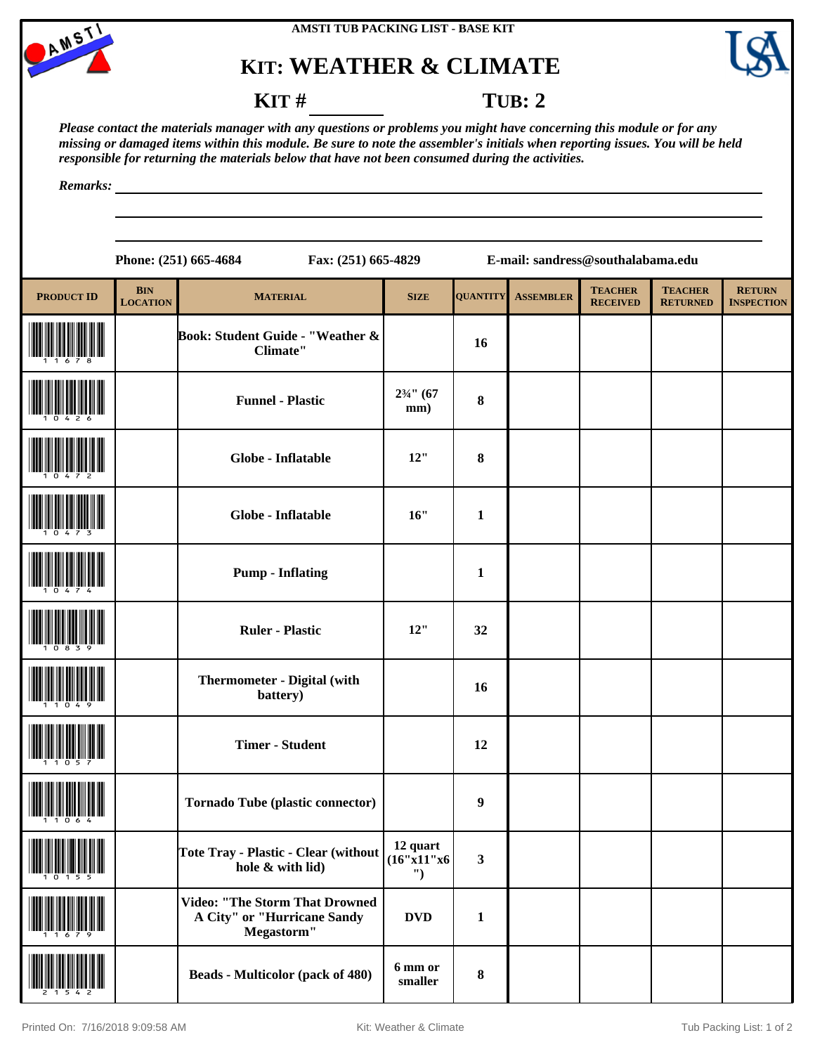AMSTI TUB PACKING LIST - BASE KIT

# KIT: WEATHER & CLIMATE

**KIT # ________** **TUB: 2**

*Please contact the materials manager with any questions or problems you might have concerning this module or for any missing or damaged items within this module. Be sure to note the assembler's initials when reporting issues. You will be held responsible for returning the materials below that have not been consumed during the activities.*

*Remarks:* ______________________________________________

**Phone: (251) 665-4684** **Fax: (251) 665-4829** **E-mail: sandress@southalabama.edu**

| PRODUCT ID | BIN LOCATION | MATERIAL | SIZE | QUANTITY | ASSEMBLER | TEACHER RECEIVED | TEACHER RETURNED | RETURN INSPECTION |
|---|---|---|---|---|---|---|---|---|
| 11678 | | Book: Student Guide - "Weather & Climate" | | 16 | | | | |
| 10426 | | Funnel - Plastic | 2¾" (67 mm) | 8 | | | | |
| 10472 | | Globe - Inflatable | 12" | 8 | | | | |
| 10473 | | Globe - Inflatable | 16" | 1 | | | | |
| 10474 | | Pump - Inflating | | 1 | | | | |
| 10839 | | Ruler - Plastic | 12" | 32 | | | | |
| 11049 | | Thermometer - Digital (with battery) | | 16 | | | | |
| 11057 | | Timer - Student | | 12 | | | | |
| 11064 | | Tornado Tube (plastic connector) | | 9 | | | | |
| 10155 | | Tote Tray - Plastic - Clear (without hole & with lid) | 12 quart (16"x11"x6") | 3 | | | | |
| 11679 | | Video: "The Storm That Drowned A City" or "Hurricane Sandy Megastorm" | DVD | 1 | | | | |
| 21542 | | Beads - Multicolor (pack of 480) | 6 mm or smaller | 8 | | | | |

Printed On: 7/16/2018 9:09:58 AM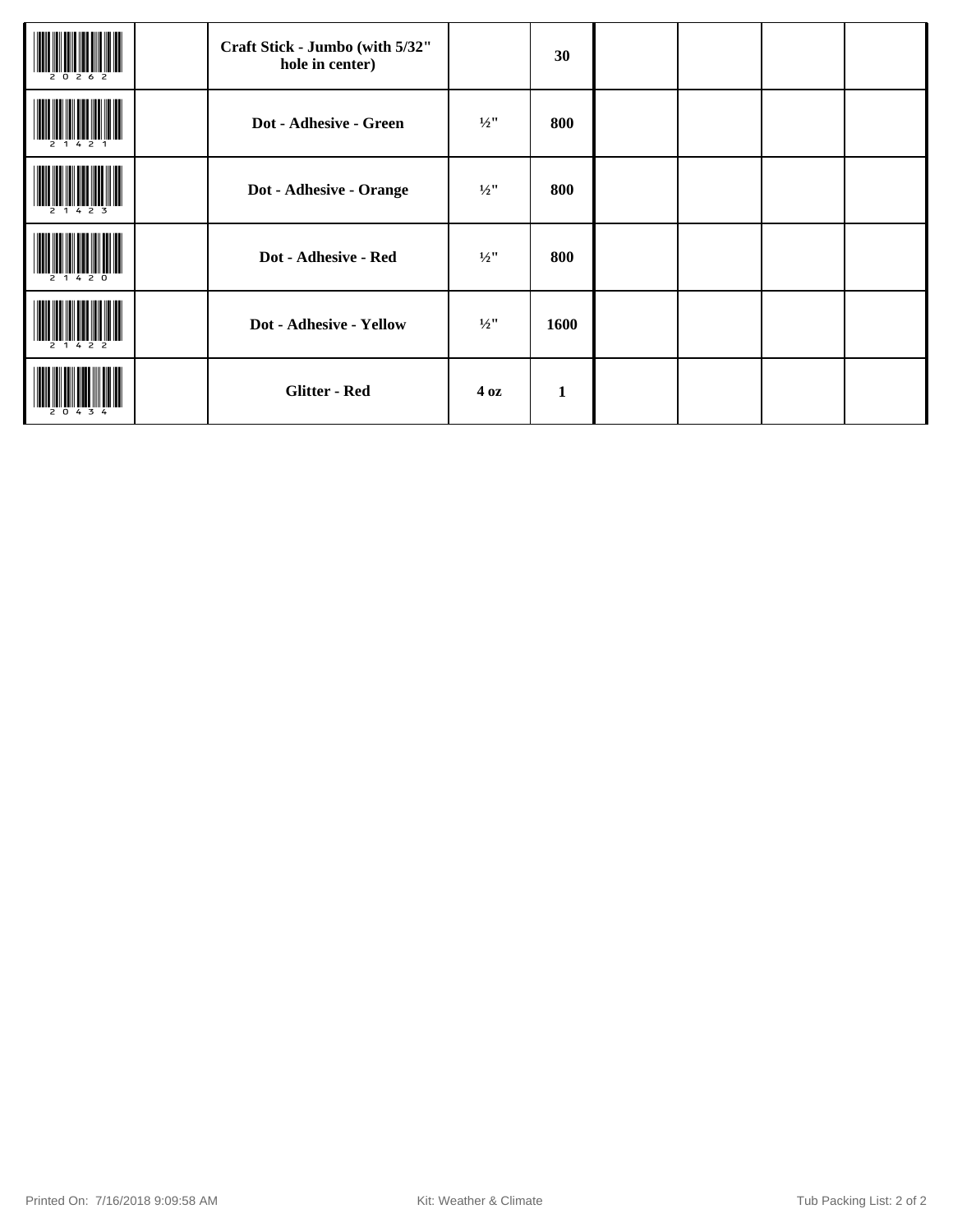| | | | | | | | | |
|---|---|---|---|---|---|---|---|---|
| 20262 | | **Craft Stick - Jumbo (with 5/32" hole in center)** | | **30** | | | | |
| 21421 | | **Dot - Adhesive - Green** | **½"** | **800** | | | | |
| 21423 | | **Dot - Adhesive - Orange** | **½"** | **800** | | | | |
| 21420 | | **Dot - Adhesive - Red** | **½"** | **800** | | | | |
| 21422 | | **Dot - Adhesive - Yellow** | **½"** | **1600** | | | | |
| 20434 | | **Glitter - Red** | **4 oz** | **1** | | | | |

Printed On: 7/16/2018 9:09:58 AM Kit: Weather & Climate Tub Packing List: 2 of 2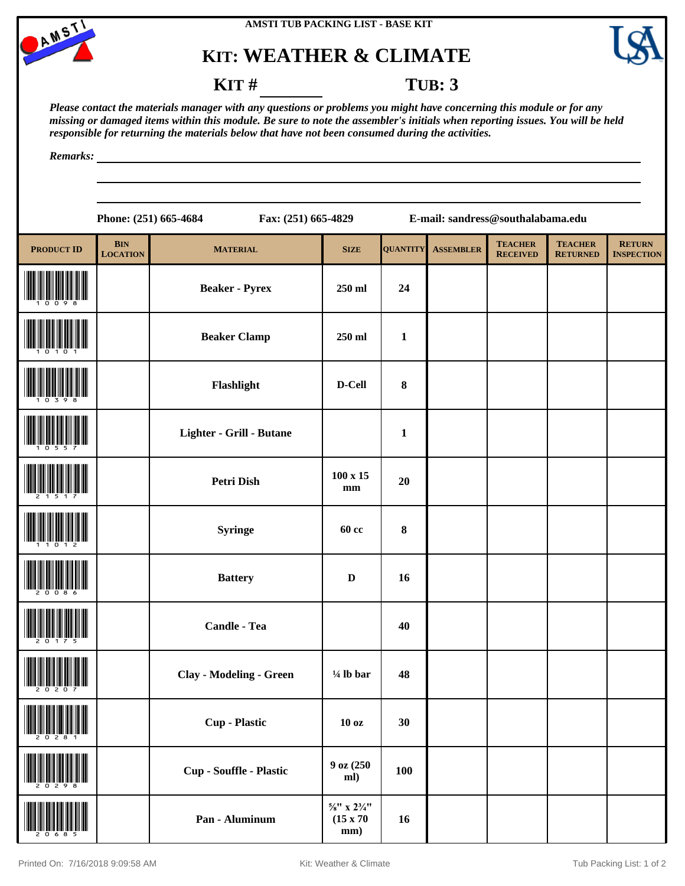AMSTI TUB PACKING LIST - BASE KIT

# KIT: WEATHER & CLIMATE

**KIT # ________ TUB: 3**

*Please contact the materials manager with any questions or problems you might have concerning this module or for any missing or damaged items within this module. Be sure to note the assembler's initials when reporting issues. You will be held responsible for returning the materials below that have not been consumed during the activities.*

*Remarks:* ______________________________

Phone: (251) 665-4684 Fax: (251) 665-4829 E-mail: sandress@southalabama.edu

| PRODUCT ID | BIN LOCATION | MATERIAL | SIZE | QUANTITY | ASSEMBLER | TEACHER RECEIVED | TEACHER RETURNED | RETURN INSPECTION |
|---|---|---|---|---|---|---|---|---|
| 10098 | | Beaker - Pyrex | 250 ml | 24 | | | | |
| 10101 | | Beaker Clamp | 250 ml | 1 | | | | |
| 10398 | | Flashlight | D-Cell | 8 | | | | |
| 10557 | | Lighter - Grill - Butane | | 1 | | | | |
| 21517 | | Petri Dish | 100 x 15 mm | 20 | | | | |
| 11012 | | Syringe | 60 cc | 8 | | | | |
| 20086 | | Battery | D | 16 | | | | |
| 20175 | | Candle - Tea | | 40 | | | | |
| 20207 | | Clay - Modeling - Green | ¼ lb bar | 48 | | | | |
| 20281 | | Cup - Plastic | 10 oz | 30 | | | | |
| 20298 | | Cup - Souffle - Plastic | 9 oz (250 ml) | 100 | | | | |
| 20685 | | Pan - Aluminum | ⅝" x 2¾" (15 x 70 mm) | 16 | | | | |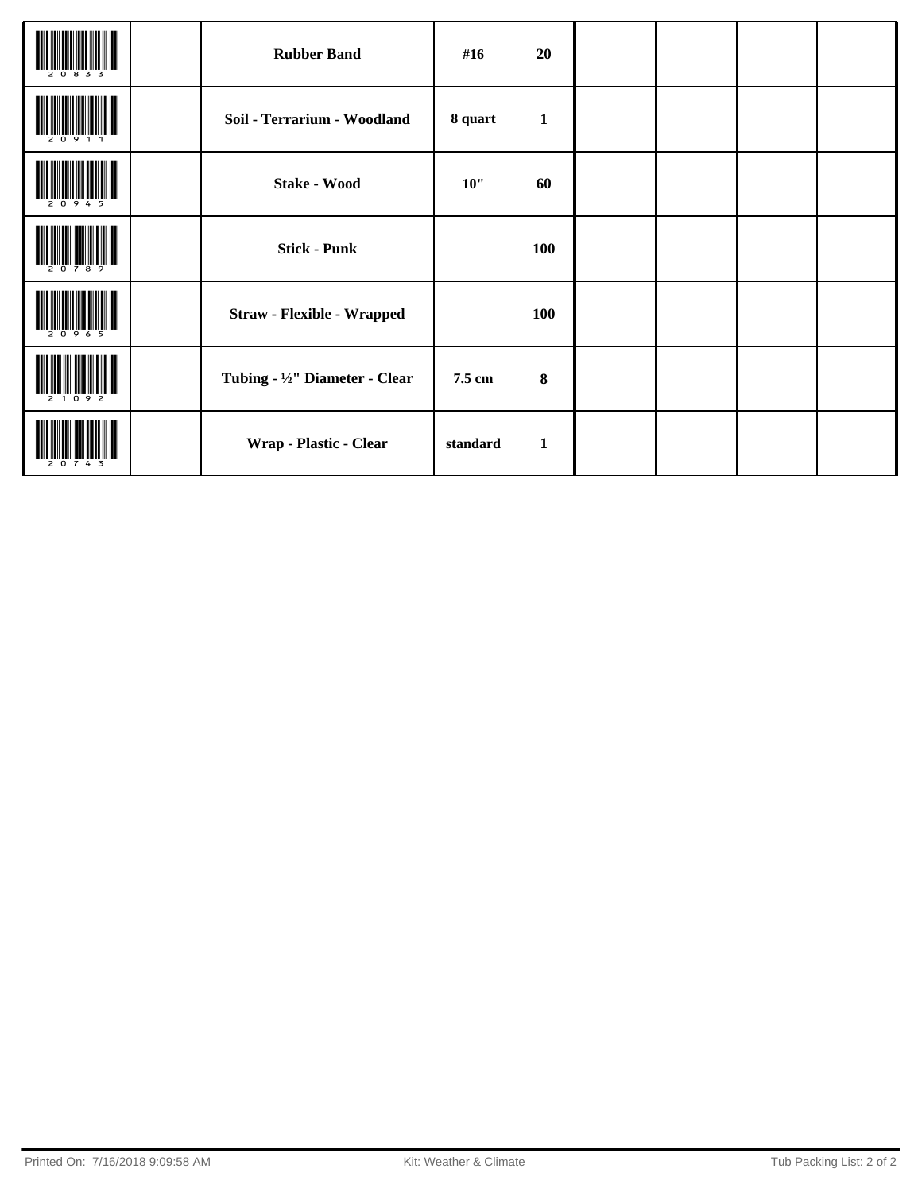| | | | | | | | | |
|---|---|---|---|---|---|---|---|---|
| 20833 | | **Rubber Band** | **#16** | **20** | | | | |
| 20911 | | **Soil - Terrarium - Woodland** | **8 quart** | **1** | | | | |
| 20945 | | **Stake - Wood** | **10"** | **60** | | | | |
| 20789 | | **Stick - Punk** | | **100** | | | | |
| 20965 | | **Straw - Flexible - Wrapped** | | **100** | | | | |
| 21092 | | **Tubing - ½" Diameter - Clear** | **7.5 cm** | **8** | | | | |
| 20743 | | **Wrap - Plastic - Clear** | **standard** | **1** | | | | |

Printed On: 7/16/2018 9:09:58 AM Kit: Weather & Climate Tub Packing List: 2 of 2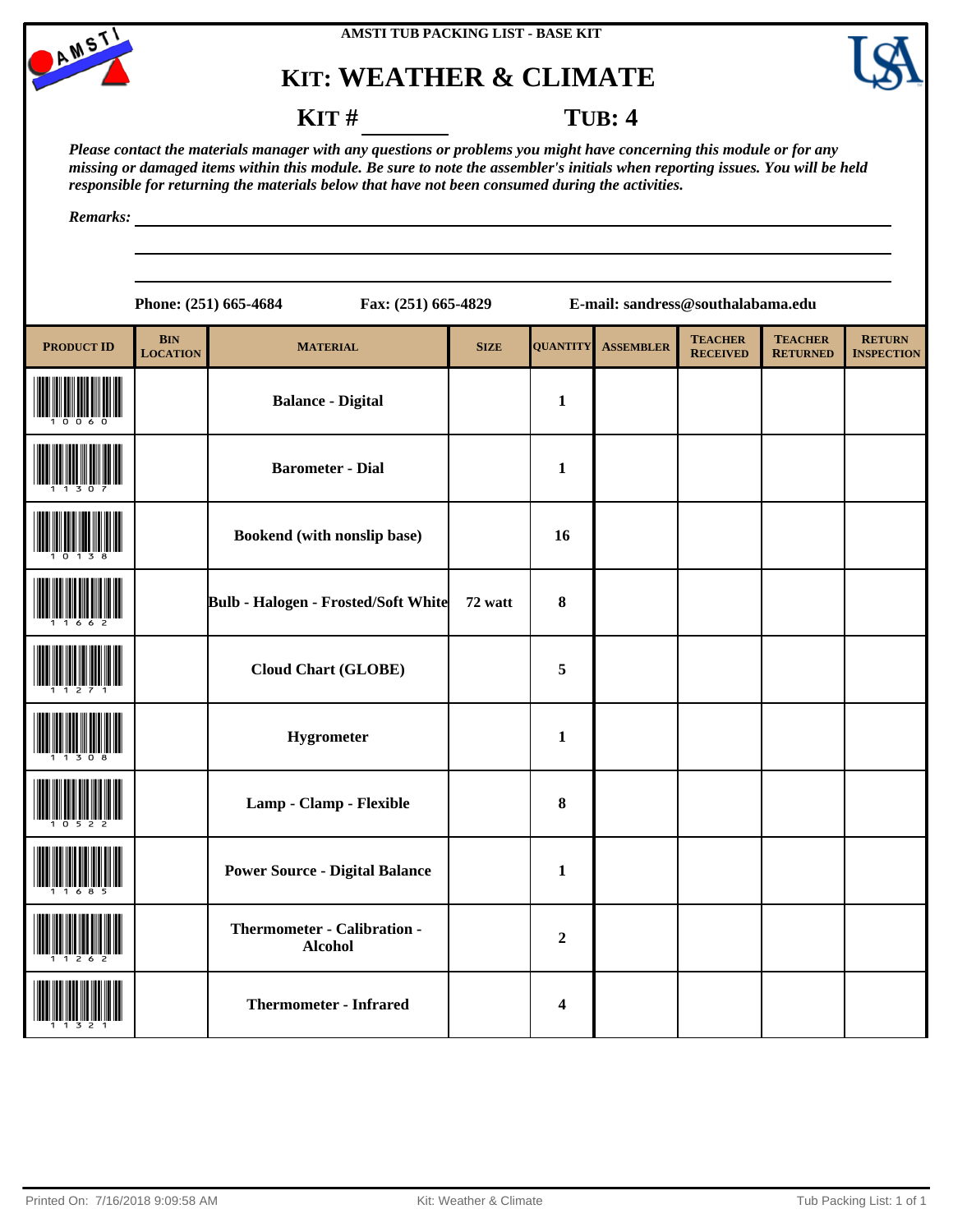AMSTI TUB PACKING LIST - BASE KIT

# KIT: WEATHER & CLIMATE

**KIT #** ________ **TUB: 4**

*Please contact the materials manager with any questions or problems you might have concerning this module or for any missing or damaged items within this module. Be sure to note the assembler's initials when reporting issues. You will be held responsible for returning the materials below that have not been consumed during the activities.*

*Remarks:* ____________________

**Phone: (251) 665-4684** **Fax: (251) 665-4829** **E-mail: sandress@southalabama.edu**

| PRODUCT ID | BIN LOCATION | MATERIAL | SIZE | QUANTITY | ASSEMBLER | TEACHER RECEIVED | TEACHER RETURNED | RETURN INSPECTION |
|---|---|---|---|---|---|---|---|---|
| 10060 | | Balance - Digital | | 1 | | | | |
| 11307 | | Barometer - Dial | | 1 | | | | |
| 10138 | | Bookend (with nonslip base) | | 16 | | | | |
| 11662 | | Bulb - Halogen - Frosted/Soft White | 72 watt | 8 | | | | |
| 11271 | | Cloud Chart (GLOBE) | | 5 | | | | |
| 11308 | | Hygrometer | | 1 | | | | |
| 10522 | | Lamp - Clamp - Flexible | | 8 | | | | |
| 11685 | | Power Source - Digital Balance | | 1 | | | | |
| 11262 | | Thermometer - Calibration - Alcohol | | 2 | | | | |
| 11321 | | Thermometer - Infrared | | 4 | | | | |

Printed On: 7/16/2018 9:09:58 AM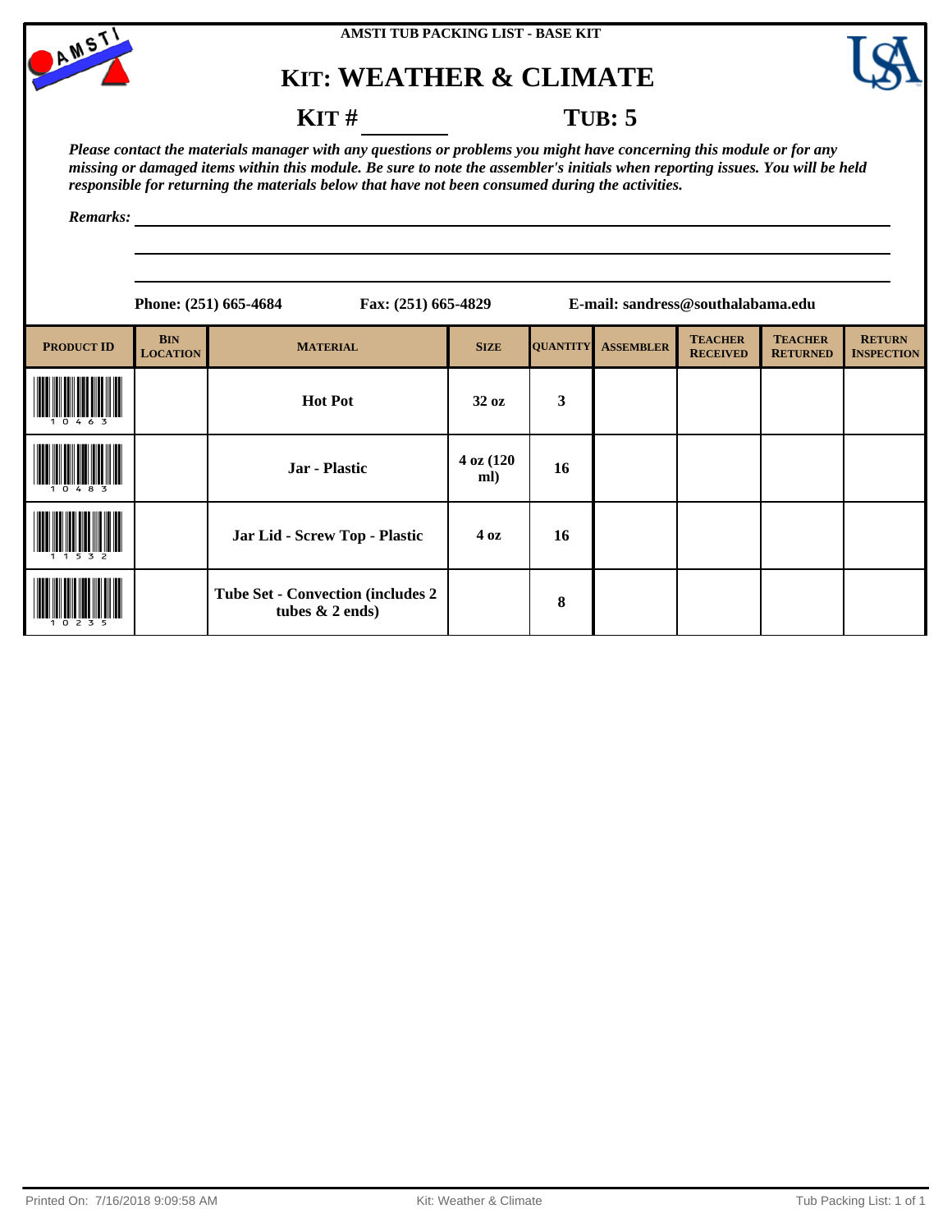AMSTI TUB PACKING LIST - BASE KIT

# KIT: WEATHER & CLIMATE

## KIT # ________ TUB: 5

*Please contact the materials manager with any questions or problems you might have concerning this module or for any missing or damaged items within this module. Be sure to note the assembler's initials when reporting issues. You will be held responsible for returning the materials below that have not been consumed during the activities.*

*Remarks:* ______________________________________________

**Phone: (251) 665-4684** **Fax: (251) 665-4829** **E-mail: sandress@southalabama.edu**

| PRODUCT ID | BIN LOCATION | MATERIAL | SIZE | QUANTITY | ASSEMBLER | TEACHER RECEIVED | TEACHER RETURNED | RETURN INSPECTION |
|---|---|---|---|---|---|---|---|---|
| 10463 | | Hot Pot | 32 oz | 3 | | | | |
| 10483 | | Jar - Plastic | 4 oz (120 ml) | 16 | | | | |
| 11532 | | Jar Lid - Screw Top - Plastic | 4 oz | 16 | | | | |
| 10235 | | Tube Set - Convection (includes 2 tubes & 2 ends) | | 8 | | | | |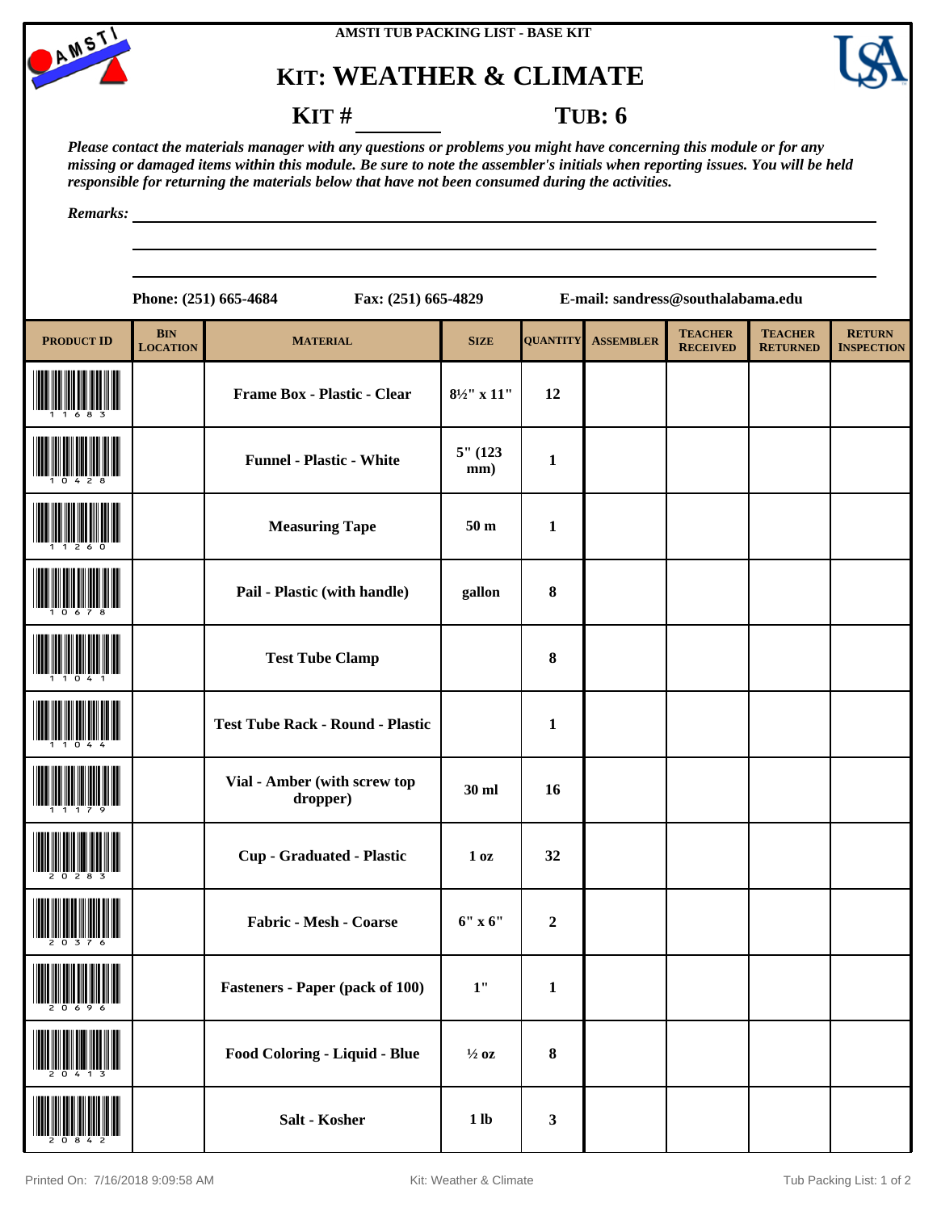AMSTI TUB PACKING LIST - BASE KIT

# KIT: WEATHER & CLIMATE

**KIT # ________** **TUB: 6**

***Please contact the materials manager with any questions or problems you might have concerning this module or for any missing or damaged items within this module. Be sure to note the assembler's initials when reporting issues. You will be held responsible for returning the materials below that have not been consumed during the activities.***

***Remarks:*** ______________________________

**Phone: (251) 665-4684** **Fax: (251) 665-4829** **E-mail: sandress@southalabama.edu**

| PRODUCT ID | BIN LOCATION | MATERIAL | SIZE | QUANTITY | ASSEMBLER | TEACHER RECEIVED | TEACHER RETURNED | RETURN INSPECTION |
|---|---|---|---|---|---|---|---|---|
| 11683 | | Frame Box - Plastic - Clear | 8½" x 11" | 12 | | | | |
| 10428 | | Funnel - Plastic - White | 5" (123 mm) | 1 | | | | |
| 11260 | | Measuring Tape | 50 m | 1 | | | | |
| 10678 | | Pail - Plastic (with handle) | gallon | 8 | | | | |
| 11041 | | Test Tube Clamp | | 8 | | | | |
| 11044 | | Test Tube Rack - Round - Plastic | | 1 | | | | |
| 11179 | | Vial - Amber (with screw top dropper) | 30 ml | 16 | | | | |
| 20283 | | Cup - Graduated - Plastic | 1 oz | 32 | | | | |
| 20376 | | Fabric - Mesh - Coarse | 6" x 6" | 2 | | | | |
| 20696 | | Fasteners - Paper (pack of 100) | 1" | 1 | | | | |
| 20413 | | Food Coloring - Liquid - Blue | ½ oz | 8 | | | | |
| 20842 | | Salt - Kosher | 1 lb | 3 | | | | |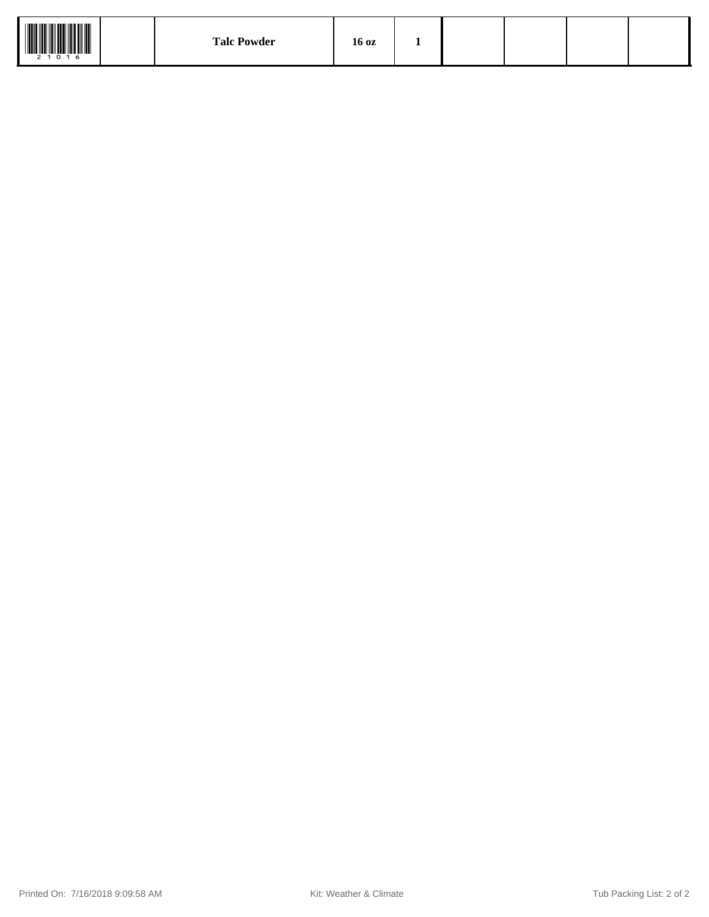| | | | | | | | | |
|---|---|---|---|---|---|---|---|---|
| 21016 | | **Talc Powder** | **16 oz** | **1** | | | | |